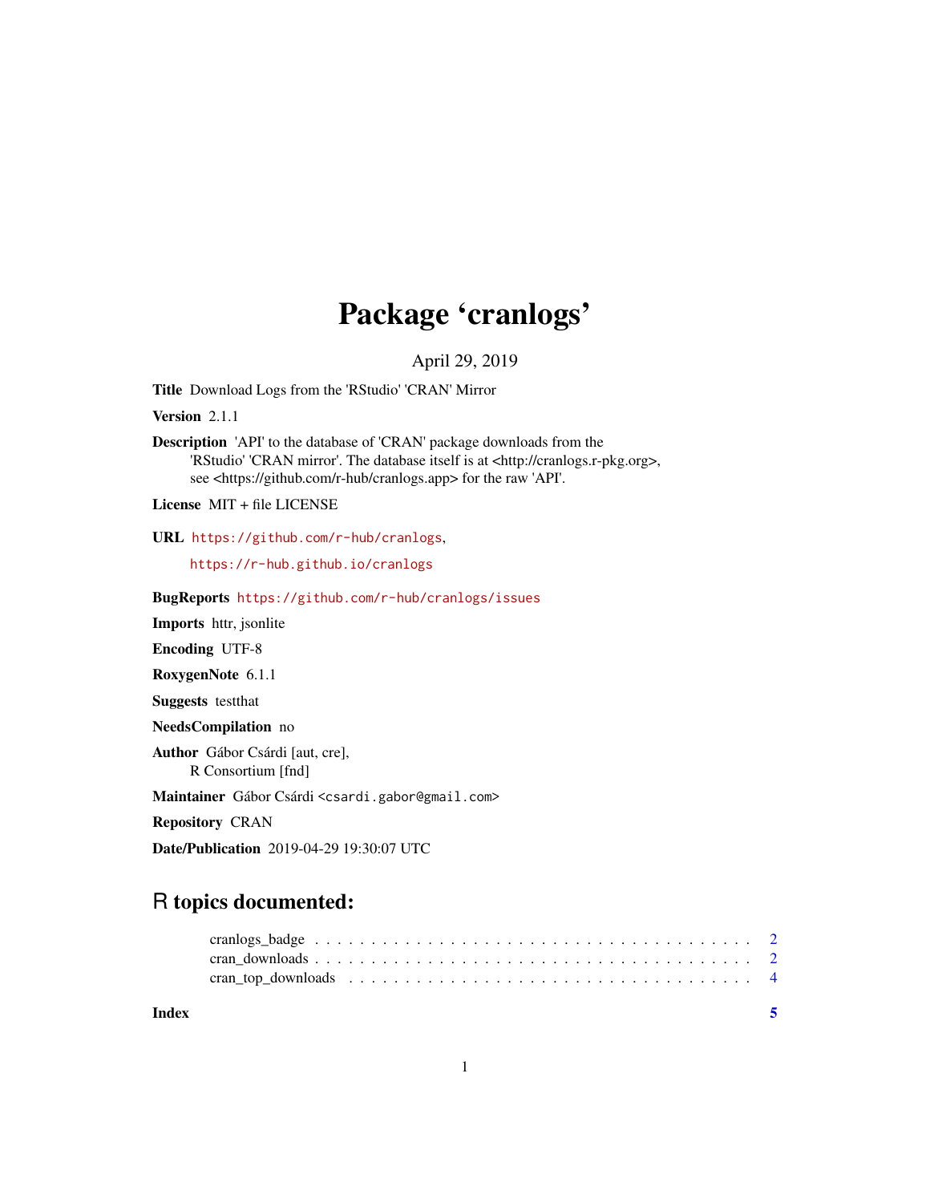# Package 'cranlogs'

April 29, 2019

**Title** Download Logs from the 'RStudio' 'CRAN' Mirror

**Version** 2.1.1

**Description** 'API' to the database of 'CRAN' package downloads from the 'RStudio' 'CRAN mirror'. The database itself is at <http://cranlogs.r-pkg.org>, see <https://github.com/r-hub/cranlogs.app> for the raw 'API'.

**License** MIT + file LICENSE

**URL** https://github.com/r-hub/cranlogs, https://r-hub.github.io/cranlogs

**BugReports** https://github.com/r-hub/cranlogs/issues

**Imports** httr, jsonlite

**Encoding** UTF-8

**RoxygenNote** 6.1.1

**Suggests** testthat

**NeedsCompilation** no

**Author** Gábor Csárdi [aut, cre], R Consortium [fnd]

**Maintainer** Gábor Csárdi <csardi.gabor@gmail.com>

**Repository** CRAN

**Date/Publication** 2019-04-29 19:30:07 UTC

## R topics documented:

- cranlogs_badge . . . . . . . . . . . . . . . . . . . . . . . . . . . . . . . . . . . . 2
- cran_downloads . . . . . . . . . . . . . . . . . . . . . . . . . . . . . . . . . . . . 2
- cran_top_downloads . . . . . . . . . . . . . . . . . . . . . . . . . . . . . . . . . . 4

**Index** 5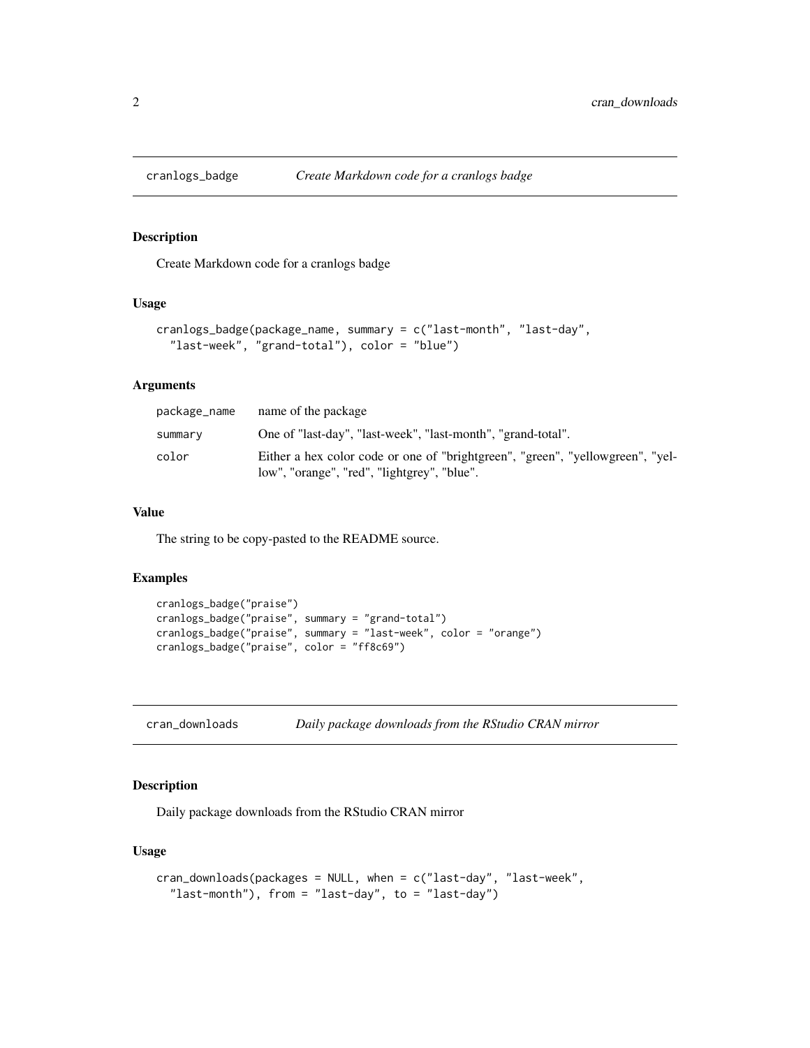## cranlogs_badge *Create Markdown code for a cranlogs badge*

### Description

Create Markdown code for a cranlogs badge

### Usage

```
cranlogs_badge(package_name, summary = c("last-month", "last-day",
  "last-week", "grand-total"), color = "blue")
```

### Arguments

| | |
|---|---|
| package_name | name of the package |
| summary | One of "last-day", "last-week", "last-month", "grand-total". |
| color | Either a hex color code or one of "brightgreen", "green", "yellowgreen", "yellow", "orange", "red", "lightgrey", "blue". |

### Value

The string to be copy-pasted to the README source.

### Examples

```
cranlogs_badge("praise")
cranlogs_badge("praise", summary = "grand-total")
cranlogs_badge("praise", summary = "last-week", color = "orange")
cranlogs_badge("praise", color = "ff8c69")
```

## cran_downloads *Daily package downloads from the RStudio CRAN mirror*

### Description

Daily package downloads from the RStudio CRAN mirror

### Usage

```
cran_downloads(packages = NULL, when = c("last-day", "last-week",
  "last-month"), from = "last-day", to = "last-day")
```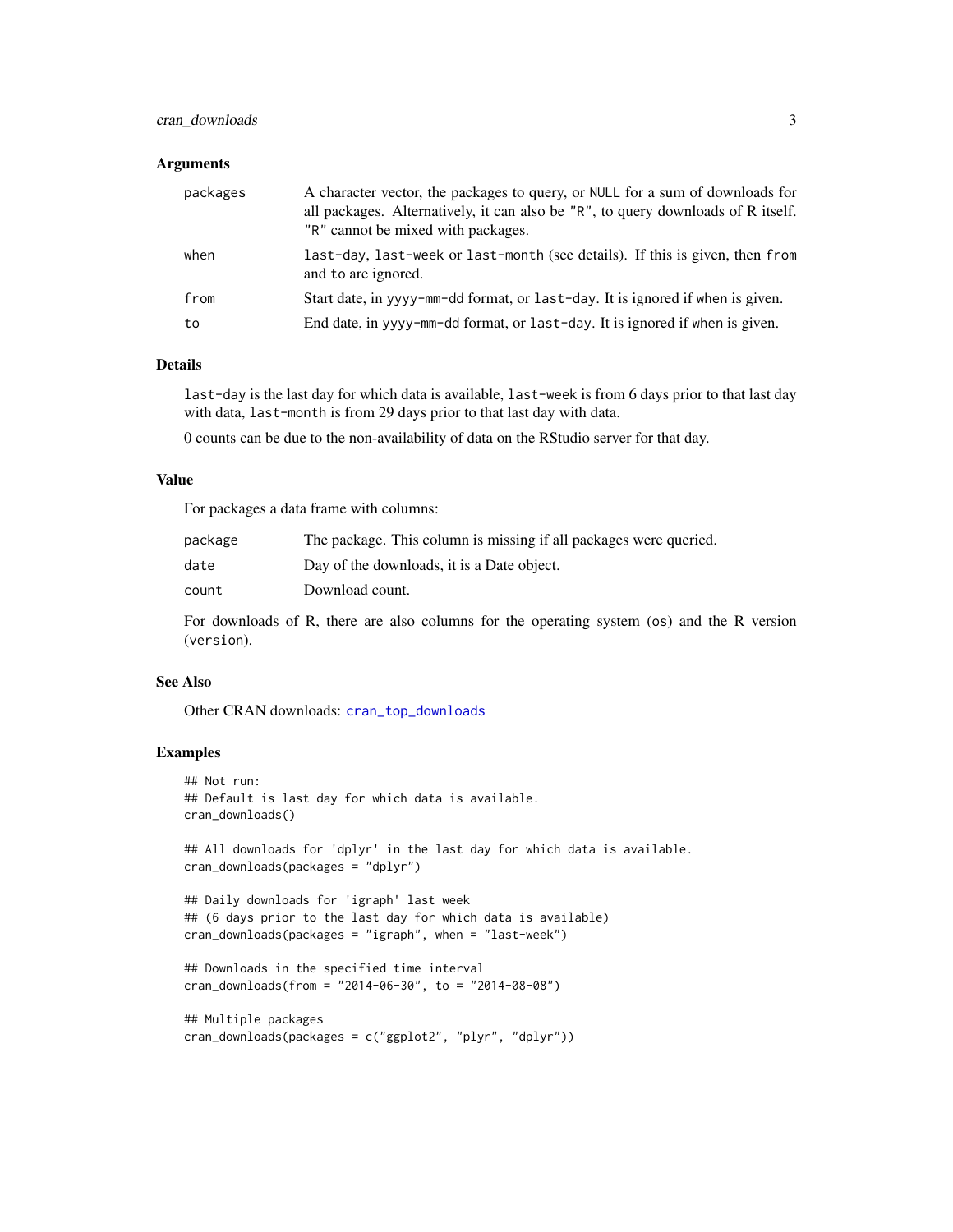### Arguments

| | |
|---|---|
| `packages` | A character vector, the packages to query, or `NULL` for a sum of downloads for all packages. Alternatively, it can also be `"R"`, to query downloads of R itself. `"R"` cannot be mixed with packages. |
| `when` | `last-day`, `last-week` or `last-month` (see details). If this is given, then `from` and `to` are ignored. |
| `from` | Start date, in `yyyy-mm-dd` format, or `last-day`. It is ignored if `when` is given. |
| `to` | End date, in `yyyy-mm-dd` format, or `last-day`. It is ignored if `when` is given. |

### Details

`last-day` is the last day for which data is available, `last-week` is from 6 days prior to that last day with data, `last-month` is from 29 days prior to that last day with data.

0 counts can be due to the non-availability of data on the RStudio server for that day.

### Value

For packages a data frame with columns:

| | |
|---|---|
| `package` | The package. This column is missing if all packages were queried. |
| `date` | Day of the downloads, it is a Date object. |
| `count` | Download count. |

For downloads of R, there are also columns for the operating system (`os`) and the R version (`version`).

### See Also

Other CRAN downloads: `cran_top_downloads`

### Examples

```
## Not run:
## Default is last day for which data is available.
cran_downloads()

## All downloads for 'dplyr' in the last day for which data is available.
cran_downloads(packages = "dplyr")

## Daily downloads for 'igraph' last week
## (6 days prior to the last day for which data is available)
cran_downloads(packages = "igraph", when = "last-week")

## Downloads in the specified time interval
cran_downloads(from = "2014-06-30", to = "2014-08-08")

## Multiple packages
cran_downloads(packages = c("ggplot2", "plyr", "dplyr"))
```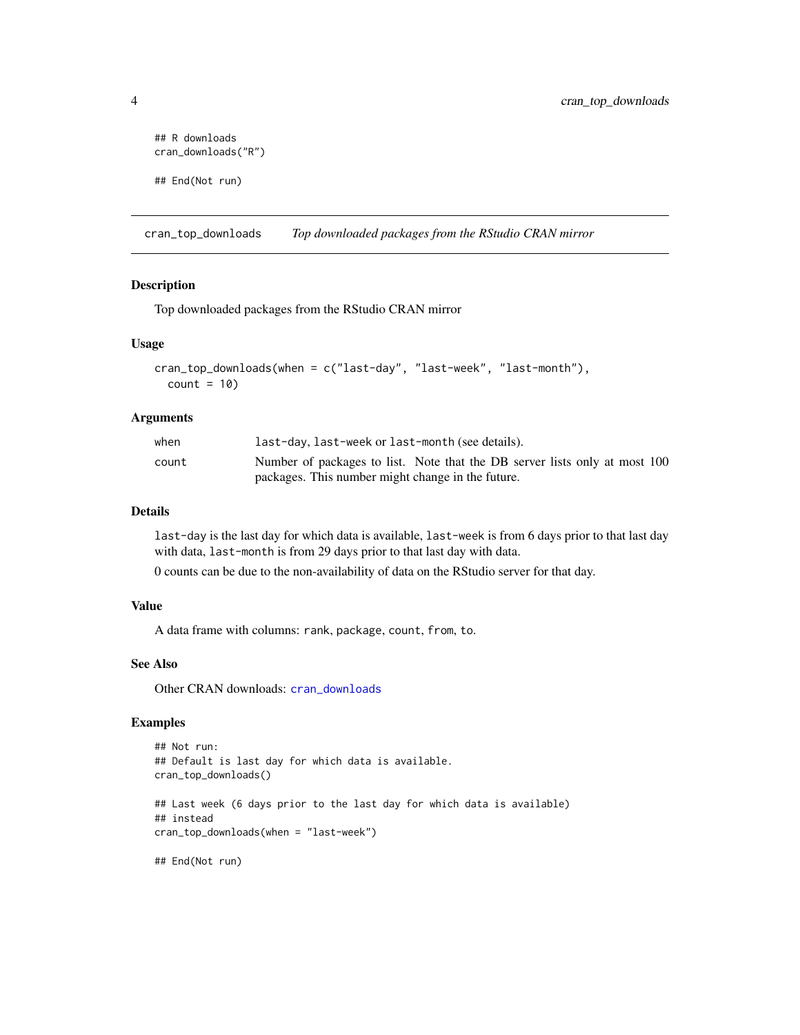```
## R downloads
cran_downloads("R")

## End(Not run)
```

## cran_top_downloads — *Top downloaded packages from the RStudio CRAN mirror*

### Description

Top downloaded packages from the RStudio CRAN mirror

### Usage

```
cran_top_downloads(when = c("last-day", "last-week", "last-month"),
  count = 10)
```

### Arguments

| | |
|---|---|
| `when` | `last-day`, `last-week` or `last-month` (see details). |
| `count` | Number of packages to list. Note that the DB server lists only at most 100 packages. This number might change in the future. |

### Details

`last-day` is the last day for which data is available, `last-week` is from 6 days prior to that last day with data, `last-month` is from 29 days prior to that last day with data.

0 counts can be due to the non-availability of data on the RStudio server for that day.

### Value

A data frame with columns: `rank`, `package`, `count`, `from`, `to`.

### See Also

Other CRAN downloads: `cran_downloads`

### Examples

```
## Not run:
## Default is last day for which data is available.
cran_top_downloads()

## Last week (6 days prior to the last day for which data is available)
## instead
cran_top_downloads(when = "last-week")

## End(Not run)
```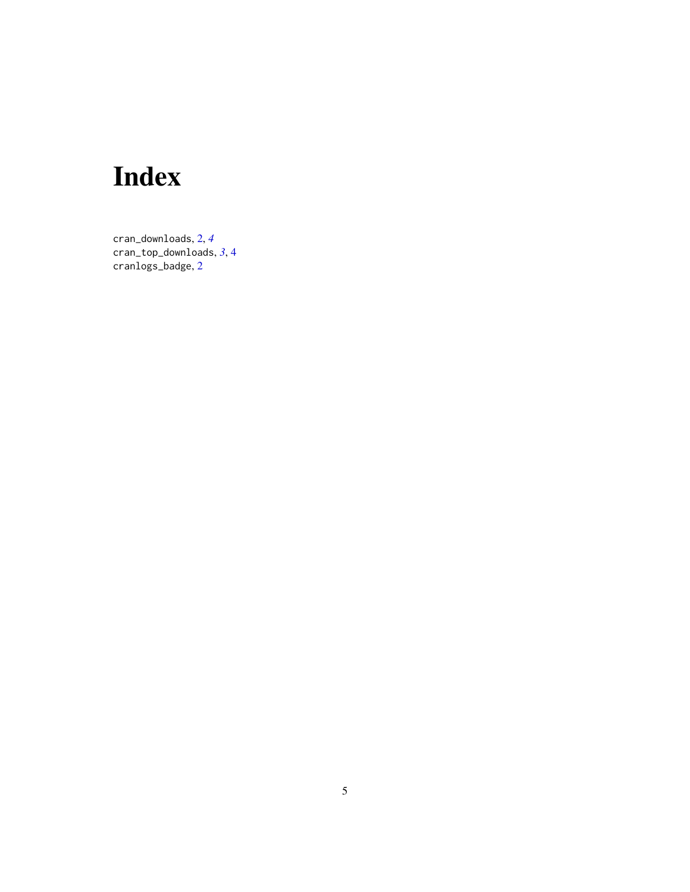# Index

cran_downloads, *2*, *4*
cran_top_downloads, *3*, 4
cranlogs_badge, 2